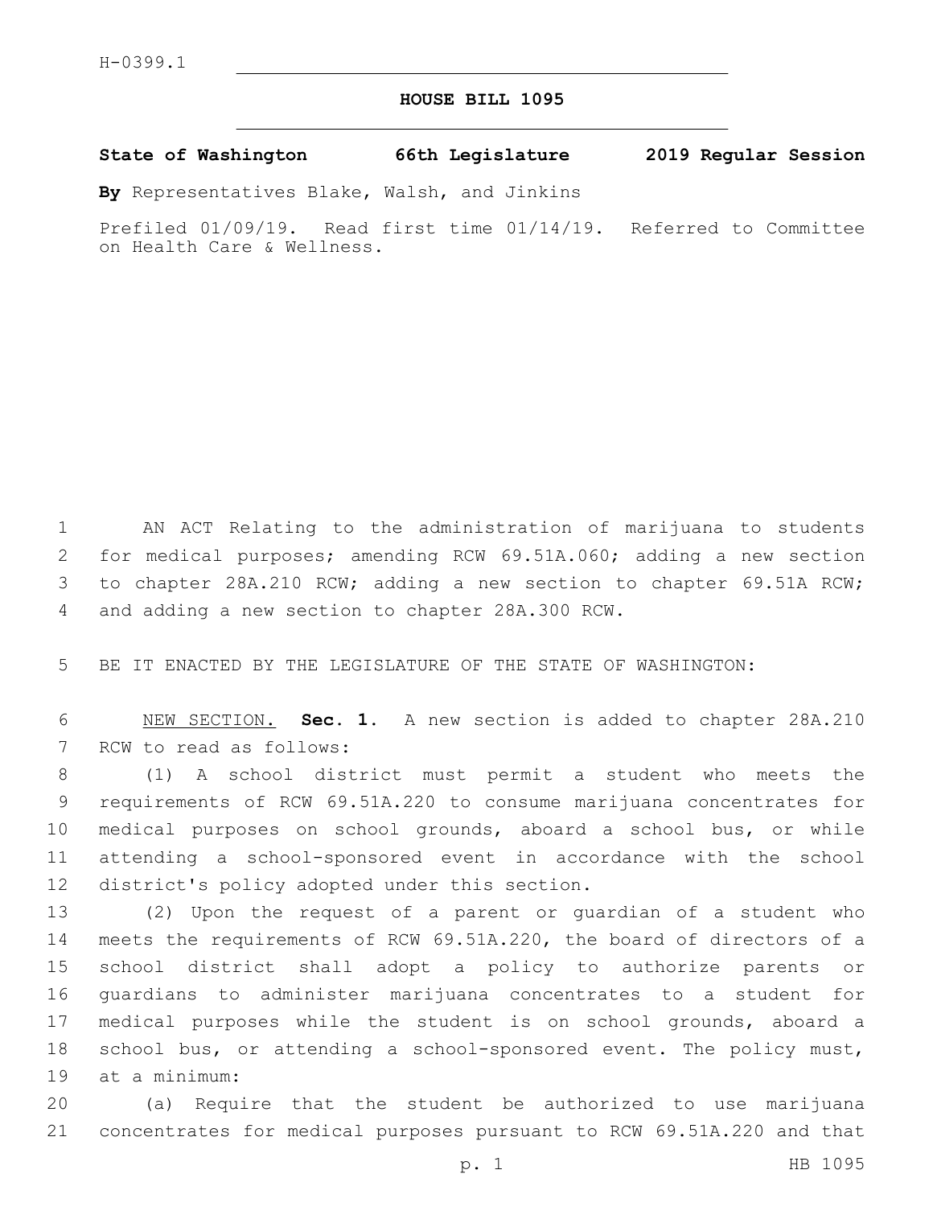H-0399.1

# HOUSE BILL 1095

**State of Washington 66th Legislature 2019 Regular Session**

**By** Representatives Blake, Walsh, and Jinkins

Prefiled 01/09/19. Read first time 01/14/19. Referred to Committee on Health Care & Wellness.

AN ACT Relating to the administration of marijuana to students for medical purposes; amending RCW 69.51A.060; adding a new section to chapter 28A.210 RCW; adding a new section to chapter 69.51A RCW; and adding a new section to chapter 28A.300 RCW.

BE IT ENACTED BY THE LEGISLATURE OF THE STATE OF WASHINGTON:

NEW SECTION. **Sec. 1.** A new section is added to chapter 28A.210 RCW to read as follows:

(1) A school district must permit a student who meets the requirements of RCW 69.51A.220 to consume marijuana concentrates for medical purposes on school grounds, aboard a school bus, or while attending a school-sponsored event in accordance with the school district's policy adopted under this section.

(2) Upon the request of a parent or guardian of a student who meets the requirements of RCW 69.51A.220, the board of directors of a school district shall adopt a policy to authorize parents or guardians to administer marijuana concentrates to a student for medical purposes while the student is on school grounds, aboard a school bus, or attending a school-sponsored event. The policy must, at a minimum:

(a) Require that the student be authorized to use marijuana concentrates for medical purposes pursuant to RCW 69.51A.220 and that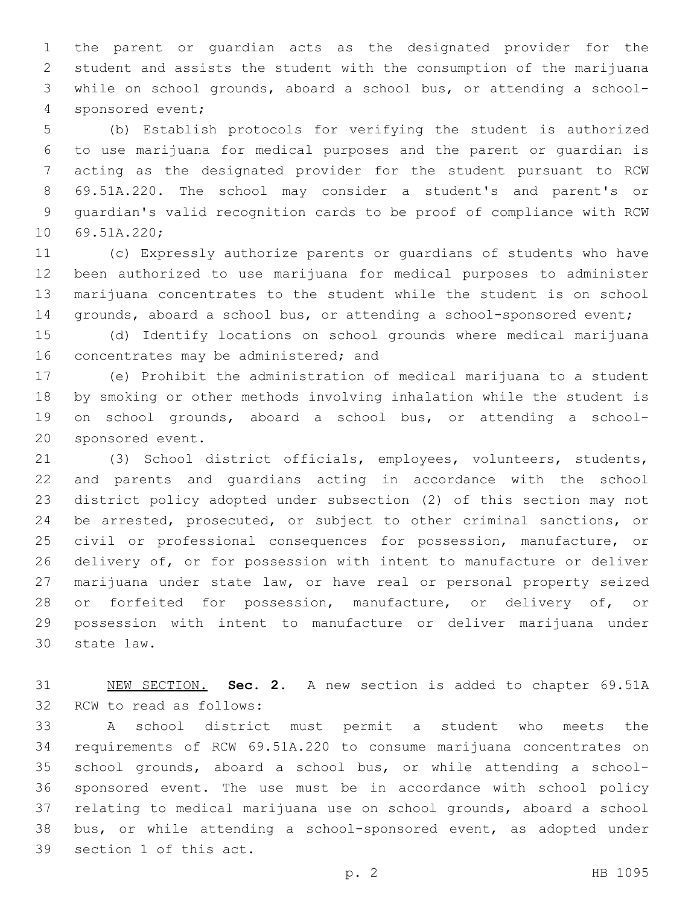the parent or guardian acts as the designated provider for the student and assists the student with the consumption of the marijuana while on school grounds, aboard a school bus, or attending a school-sponsored event;

(b) Establish protocols for verifying the student is authorized to use marijuana for medical purposes and the parent or guardian is acting as the designated provider for the student pursuant to RCW 69.51A.220. The school may consider a student's and parent's or guardian's valid recognition cards to be proof of compliance with RCW 69.51A.220;

(c) Expressly authorize parents or guardians of students who have been authorized to use marijuana for medical purposes to administer marijuana concentrates to the student while the student is on school grounds, aboard a school bus, or attending a school-sponsored event;

(d) Identify locations on school grounds where medical marijuana concentrates may be administered; and

(e) Prohibit the administration of medical marijuana to a student by smoking or other methods involving inhalation while the student is on school grounds, aboard a school bus, or attending a school-sponsored event.

(3) School district officials, employees, volunteers, students, and parents and guardians acting in accordance with the school district policy adopted under subsection (2) of this section may not be arrested, prosecuted, or subject to other criminal sanctions, or civil or professional consequences for possession, manufacture, or delivery of, or for possession with intent to manufacture or deliver marijuana under state law, or have real or personal property seized or forfeited for possession, manufacture, or delivery of, or possession with intent to manufacture or deliver marijuana under state law.

NEW SECTION. **Sec. 2.** A new section is added to chapter 69.51A RCW to read as follows:

A school district must permit a student who meets the requirements of RCW 69.51A.220 to consume marijuana concentrates on school grounds, aboard a school bus, or while attending a school-sponsored event. The use must be in accordance with school policy relating to medical marijuana use on school grounds, aboard a school bus, or while attending a school-sponsored event, as adopted under section 1 of this act.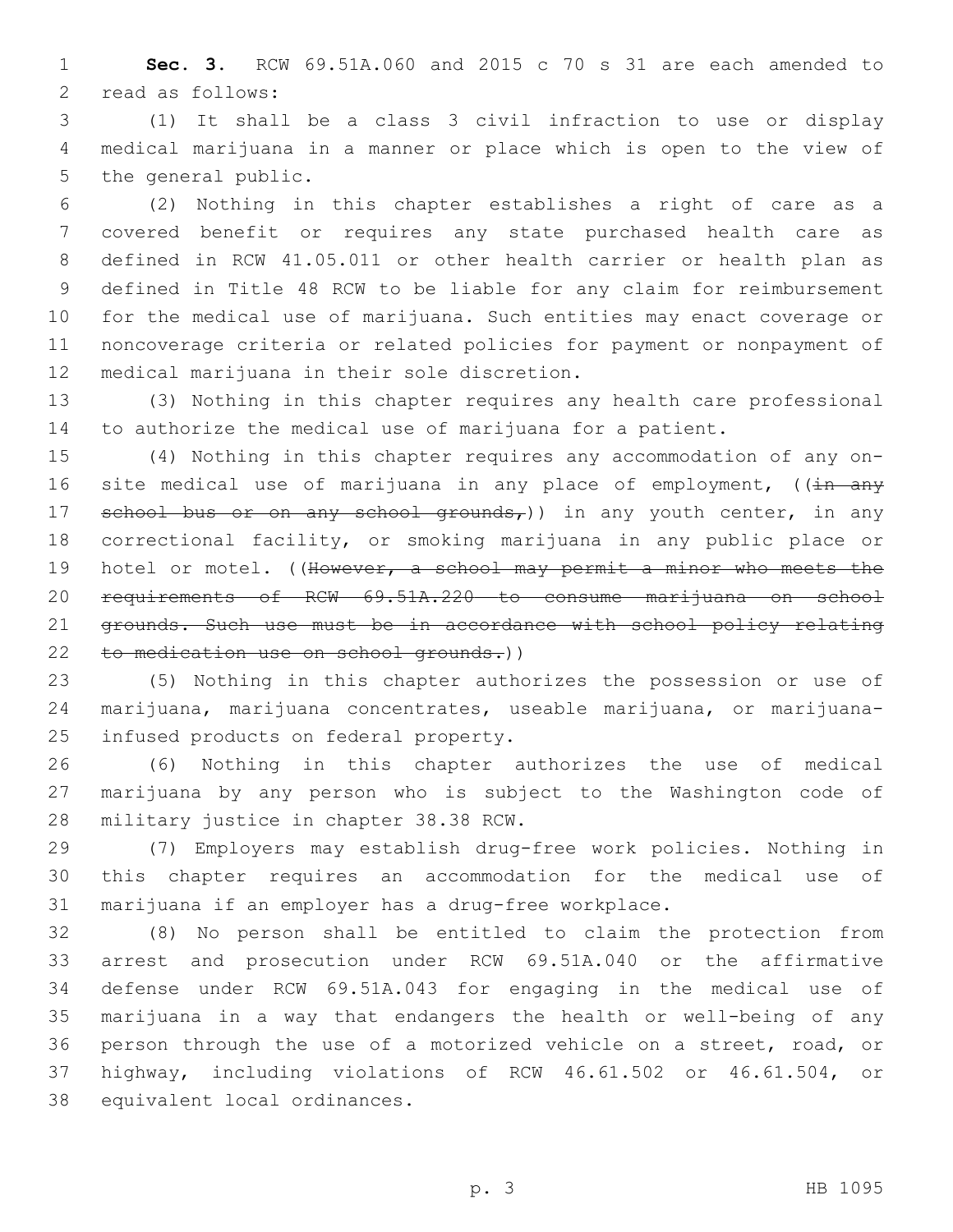**Sec. 3.** RCW 69.51A.060 and 2015 c 70 s 31 are each amended to read as follows:

(1) It shall be a class 3 civil infraction to use or display medical marijuana in a manner or place which is open to the view of the general public.

(2) Nothing in this chapter establishes a right of care as a covered benefit or requires any state purchased health care as defined in RCW 41.05.011 or other health carrier or health plan as defined in Title 48 RCW to be liable for any claim for reimbursement for the medical use of marijuana. Such entities may enact coverage or noncoverage criteria or related policies for payment or nonpayment of medical marijuana in their sole discretion.

(3) Nothing in this chapter requires any health care professional to authorize the medical use of marijuana for a patient.

(4) Nothing in this chapter requires any accommodation of any on-site medical use of marijuana in any place of employment, ((~~in any school bus or on any school grounds,~~)) in any youth center, in any correctional facility, or smoking marijuana in any public place or hotel or motel. ((~~However, a school may permit a minor who meets the requirements of RCW 69.51A.220 to consume marijuana on school grounds. Such use must be in accordance with school policy relating to medication use on school grounds.~~))

(5) Nothing in this chapter authorizes the possession or use of marijuana, marijuana concentrates, useable marijuana, or marijuana-infused products on federal property.

(6) Nothing in this chapter authorizes the use of medical marijuana by any person who is subject to the Washington code of military justice in chapter 38.38 RCW.

(7) Employers may establish drug-free work policies. Nothing in this chapter requires an accommodation for the medical use of marijuana if an employer has a drug-free workplace.

(8) No person shall be entitled to claim the protection from arrest and prosecution under RCW 69.51A.040 or the affirmative defense under RCW 69.51A.043 for engaging in the medical use of marijuana in a way that endangers the health or well-being of any person through the use of a motorized vehicle on a street, road, or highway, including violations of RCW 46.61.502 or 46.61.504, or equivalent local ordinances.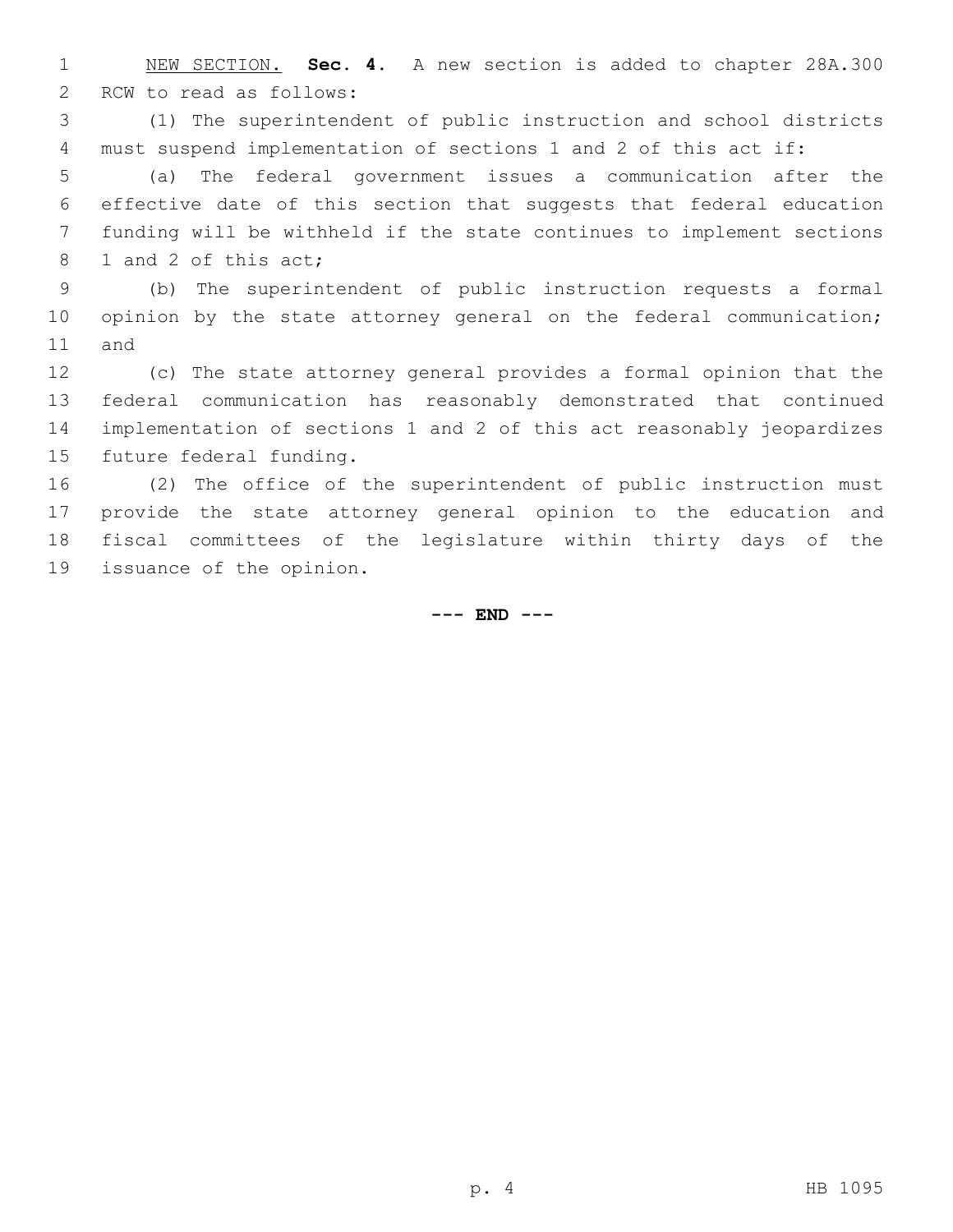NEW SECTION. **Sec. 4.** A new section is added to chapter 28A.300 RCW to read as follows:

(1) The superintendent of public instruction and school districts must suspend implementation of sections 1 and 2 of this act if:

(a) The federal government issues a communication after the effective date of this section that suggests that federal education funding will be withheld if the state continues to implement sections 1 and 2 of this act;

(b) The superintendent of public instruction requests a formal opinion by the state attorney general on the federal communication; and

(c) The state attorney general provides a formal opinion that the federal communication has reasonably demonstrated that continued implementation of sections 1 and 2 of this act reasonably jeopardizes future federal funding.

(2) The office of the superintendent of public instruction must provide the state attorney general opinion to the education and fiscal committees of the legislature within thirty days of the issuance of the opinion.

**--- END ---**